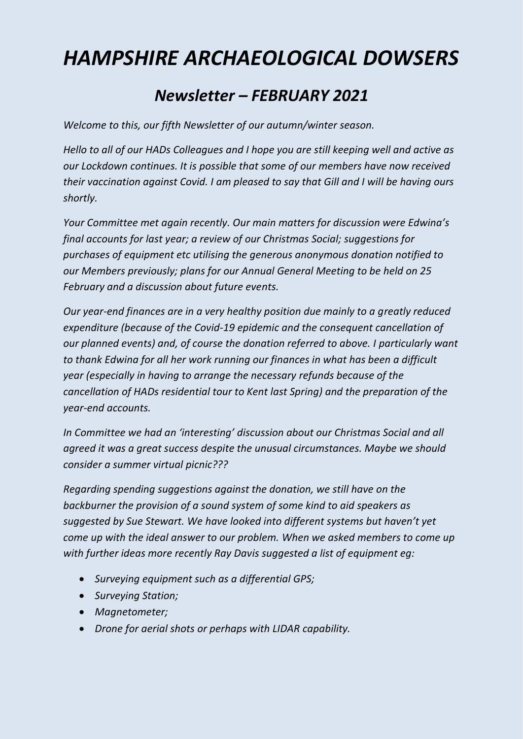# *HAMPSHIRE ARCHAEOLOGICAL DOWSERS*

## *Newsletter – FEBRUARY 2021*

*Welcome to this, our fifth Newsletter of our autumn/winter season.*

*Hello to all of our HADs Colleagues and I hope you are still keeping well and active as our Lockdown continues. It is possible that some of our members have now received their vaccination against Covid. I am pleased to say that Gill and I will be having ours shortly.*

*Your Committee met again recently. Our main matters for discussion were Edwina's final accounts for last year; a review of our Christmas Social; suggestions for purchases of equipment etc utilising the generous anonymous donation notified to our Members previously; plans for our Annual General Meeting to be held on 25 February and a discussion about future events.*

*Our year-end finances are in a very healthy position due mainly to a greatly reduced expenditure (because of the Covid-19 epidemic and the consequent cancellation of our planned events) and, of course the donation referred to above. I particularly want to thank Edwina for all her work running our finances in what has been a difficult year (especially in having to arrange the necessary refunds because of the cancellation of HADs residential tour to Kent last Spring) and the preparation of the year-end accounts.*

*In Committee we had an 'interesting' discussion about our Christmas Social and all agreed it was a great success despite the unusual circumstances. Maybe we should consider a summer virtual picnic???*

*Regarding spending suggestions against the donation, we still have on the backburner the provision of a sound system of some kind to aid speakers as suggested by Sue Stewart. We have looked into different systems but haven't yet come up with the ideal answer to our problem. When we asked members to come up with further ideas more recently Ray Davis suggested a list of equipment eg:*

- *Surveying equipment such as a differential GPS;*
- *Surveying Station;*
- *Magnetometer;*
- *Drone for aerial shots or perhaps with LIDAR capability.*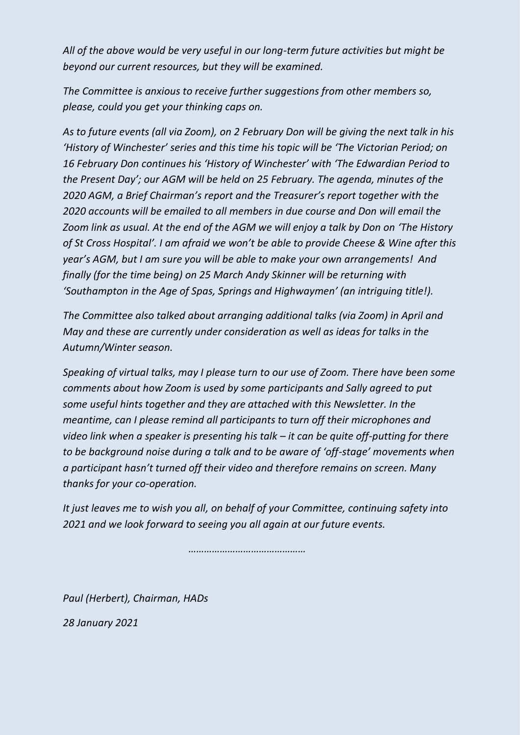*All of the above would be very useful in our long-term future activities but might be beyond our current resources, but they will be examined.*

*The Committee is anxious to receive further suggestions from other members so, please, could you get your thinking caps on.*

*As to future events (all via Zoom), on 2 February Don will be giving the next talk in his 'History of Winchester' series and this time his topic will be 'The Victorian Period; on 16 February Don continues his 'History of Winchester' with 'The Edwardian Period to the Present Day'; our AGM will be held on 25 February. The agenda, minutes of the 2020 AGM, a Brief Chairman's report and the Treasurer's report together with the 2020 accounts will be emailed to all members in due course and Don will email the Zoom link as usual. At the end of the AGM we will enjoy a talk by Don on 'The History of St Cross Hospital'. I am afraid we won't be able to provide Cheese & Wine after this year's AGM, but I am sure you will be able to make your own arrangements! And finally (for the time being) on 25 March Andy Skinner will be returning with 'Southampton in the Age of Spas, Springs and Highwaymen' (an intriguing title!).*

*The Committee also talked about arranging additional talks (via Zoom) in April and May and these are currently under consideration as well as ideas for talks in the Autumn/Winter season.*

*Speaking of virtual talks, may I please turn to our use of Zoom. There have been some comments about how Zoom is used by some participants and Sally agreed to put some useful hints together and they are attached with this Newsletter. In the meantime, can I please remind all participants to turn off their microphones and video link when a speaker is presenting his talk – it can be quite off-putting for there to be background noise during a talk and to be aware of 'off-stage' movements when a participant hasn't turned off their video and therefore remains on screen. Many thanks for your co-operation.*

*It just leaves me to wish you all, on behalf of your Committee, continuing safety into 2021 and we look forward to seeing you all again at our future events.*

*……………………………………*

*Paul (Herbert), Chairman, HADs*

*28 January 2021*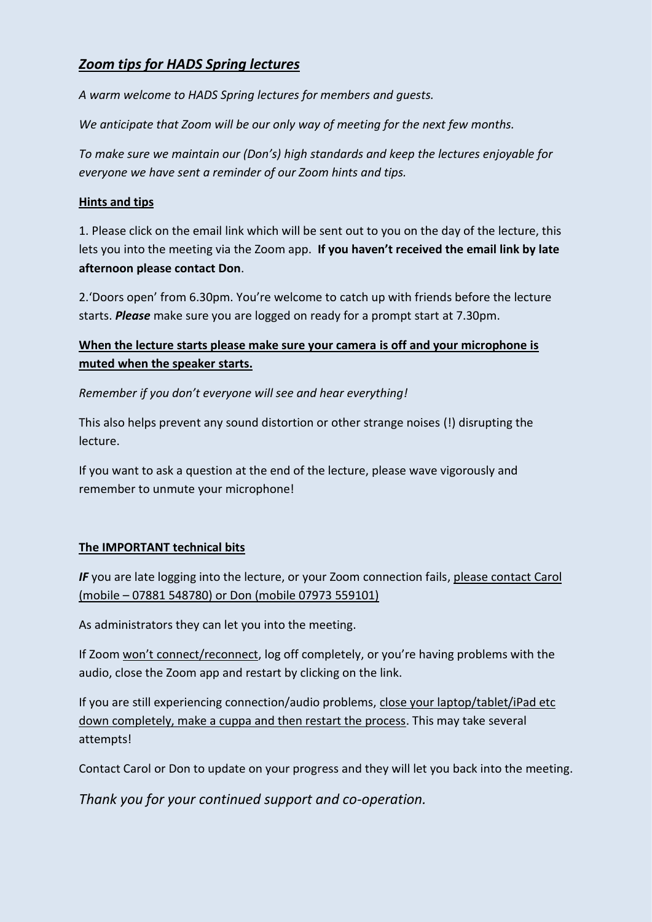## ***<u>Zoom tips for HADS Spring lectures</u>***

*A warm welcome to HADS Spring lectures for members and guests.*

*We anticipate that Zoom will be our only way of meeting for the next few months.*

*To make sure we maintain our (Don's) high standards and keep the lectures enjoyable for everyone we have sent a reminder of our Zoom hints and tips.*

### <u>Hints and tips</u>

1. Please click on the email link which will be sent out to you on the day of the lecture, this lets you into the meeting via the Zoom app. **If you haven't received the email link by late afternoon please contact Don**.

2.'Doors open' from 6.30pm. You're welcome to catch up with friends before the lecture starts. ***Please*** make sure you are logged on ready for a prompt start at 7.30pm.

**<u>When the lecture starts please make sure your camera is off and your microphone is muted when the speaker starts.</u>**

*Remember if you don't everyone will see and hear everything!*

This also helps prevent any sound distortion or other strange noises (!) disrupting the lecture.

If you want to ask a question at the end of the lecture, please wave vigorously and remember to unmute your microphone!

### <u>The IMPORTANT technical bits</u>

***IF*** you are late logging into the lecture, or your Zoom connection fails, <u>please contact Carol (mobile – 07881 548780) or Don (mobile 07973 559101)</u>

As administrators they can let you into the meeting.

If Zoom <u>won't connect/reconnect</u>, log off completely, or you're having problems with the audio, close the Zoom app and restart by clicking on the link.

If you are still experiencing connection/audio problems, <u>close your laptop/tablet/iPad etc down completely, make a cuppa and then restart the process</u>. This may take several attempts!

Contact Carol or Don to update on your progress and they will let you back into the meeting.

*Thank you for your continued support and co-operation.*